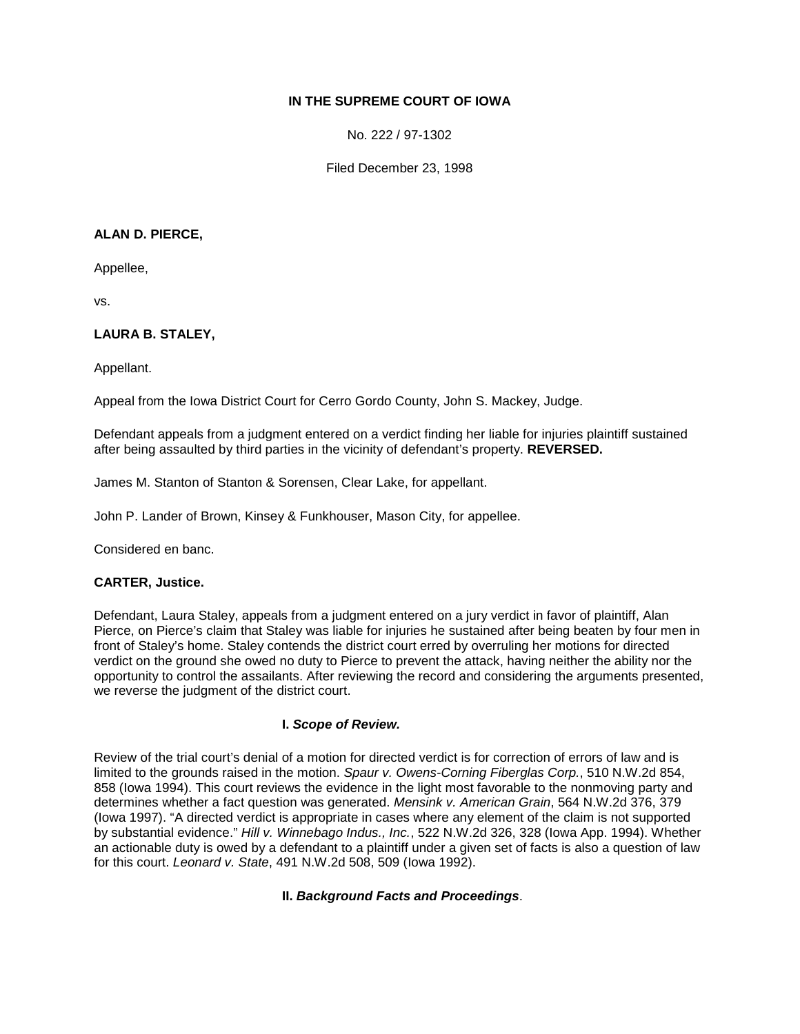**IN THE SUPREME COURT OF IOWA**

No. 222 / 97-1302

Filed December 23, 1998

**ALAN D. PIERCE,**

Appellee,

vs.

**LAURA B. STALEY,**

Appellant.

Appeal from the Iowa District Court for Cerro Gordo County, John S. Mackey, Judge.

Defendant appeals from a judgment entered on a verdict finding her liable for injuries plaintiff sustained after being assaulted by third parties in the vicinity of defendant's property. **REVERSED.**

James M. Stanton of Stanton & Sorensen, Clear Lake, for appellant.

John P. Lander of Brown, Kinsey & Funkhouser, Mason City, for appellee.

Considered en banc.

**CARTER, Justice.**

Defendant, Laura Staley, appeals from a judgment entered on a jury verdict in favor of plaintiff, Alan Pierce, on Pierce's claim that Staley was liable for injuries he sustained after being beaten by four men in front of Staley's home. Staley contends the district court erred by overruling her motions for directed verdict on the ground she owed no duty to Pierce to prevent the attack, having neither the ability nor the opportunity to control the assailants. After reviewing the record and considering the arguments presented, we reverse the judgment of the district court.

## I. *Scope of Review.*

Review of the trial court's denial of a motion for directed verdict is for correction of errors of law and is limited to the grounds raised in the motion. *Spaur v. Owens-Corning Fiberglas Corp.*, 510 N.W.2d 854, 858 (Iowa 1994). This court reviews the evidence in the light most favorable to the nonmoving party and determines whether a fact question was generated. *Mensink v. American Grain*, 564 N.W.2d 376, 379 (Iowa 1997). "A directed verdict is appropriate in cases where any element of the claim is not supported by substantial evidence." *Hill v. Winnebago Indus., Inc.*, 522 N.W.2d 326, 328 (Iowa App. 1994). Whether an actionable duty is owed by a defendant to a plaintiff under a given set of facts is also a question of law for this court. *Leonard v. State*, 491 N.W.2d 508, 509 (Iowa 1992).

## II. *Background Facts and Proceedings*.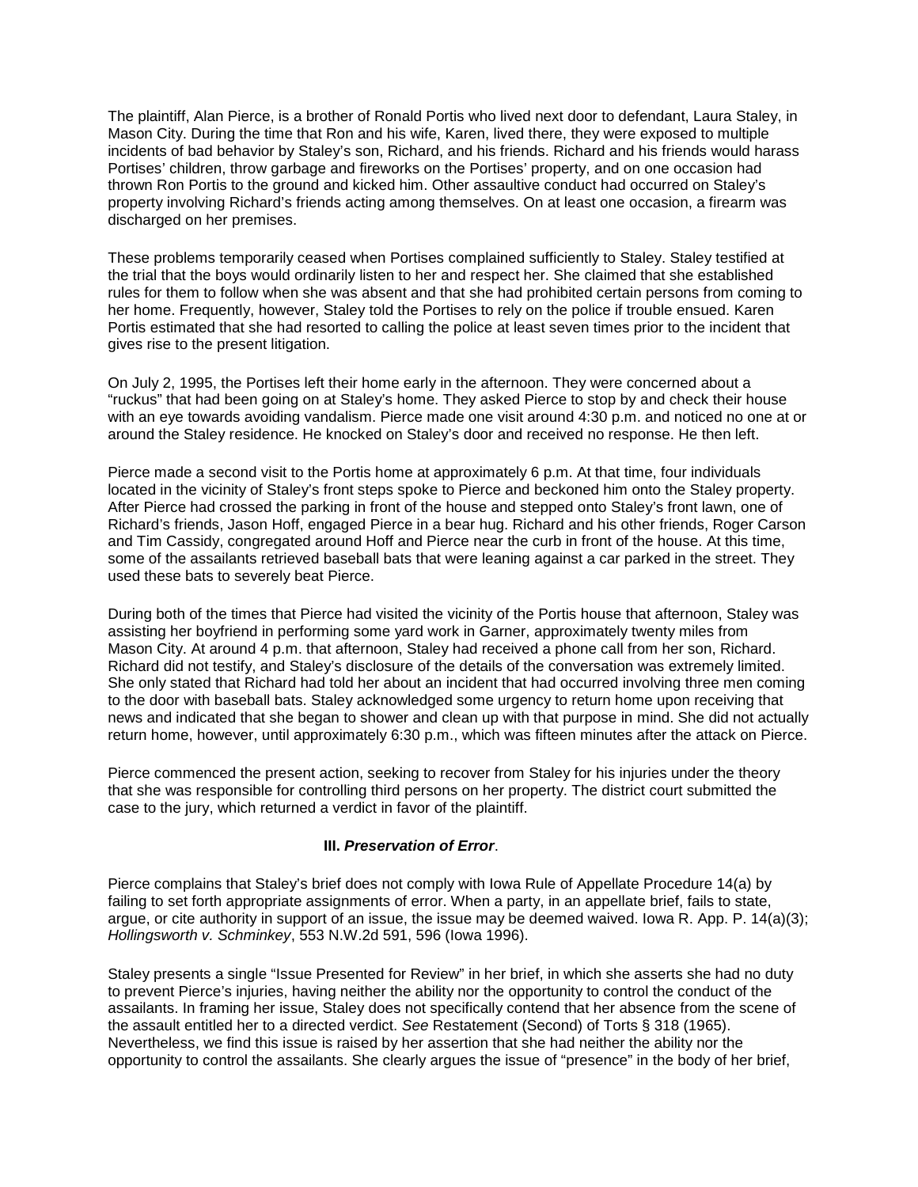The plaintiff, Alan Pierce, is a brother of Ronald Portis who lived next door to defendant, Laura Staley, in Mason City. During the time that Ron and his wife, Karen, lived there, they were exposed to multiple incidents of bad behavior by Staley's son, Richard, and his friends. Richard and his friends would harass Portises' children, throw garbage and fireworks on the Portises' property, and on one occasion had thrown Ron Portis to the ground and kicked him. Other assaultive conduct had occurred on Staley's property involving Richard's friends acting among themselves. On at least one occasion, a firearm was discharged on her premises.

These problems temporarily ceased when Portises complained sufficiently to Staley. Staley testified at the trial that the boys would ordinarily listen to her and respect her. She claimed that she established rules for them to follow when she was absent and that she had prohibited certain persons from coming to her home. Frequently, however, Staley told the Portises to rely on the police if trouble ensued. Karen Portis estimated that she had resorted to calling the police at least seven times prior to the incident that gives rise to the present litigation.

On July 2, 1995, the Portises left their home early in the afternoon. They were concerned about a "ruckus" that had been going on at Staley's home. They asked Pierce to stop by and check their house with an eye towards avoiding vandalism. Pierce made one visit around 4:30 p.m. and noticed no one at or around the Staley residence. He knocked on Staley's door and received no response. He then left.

Pierce made a second visit to the Portis home at approximately 6 p.m. At that time, four individuals located in the vicinity of Staley's front steps spoke to Pierce and beckoned him onto the Staley property. After Pierce had crossed the parking in front of the house and stepped onto Staley's front lawn, one of Richard's friends, Jason Hoff, engaged Pierce in a bear hug. Richard and his other friends, Roger Carson and Tim Cassidy, congregated around Hoff and Pierce near the curb in front of the house. At this time, some of the assailants retrieved baseball bats that were leaning against a car parked in the street. They used these bats to severely beat Pierce.

During both of the times that Pierce had visited the vicinity of the Portis house that afternoon, Staley was assisting her boyfriend in performing some yard work in Garner, approximately twenty miles from Mason City. At around 4 p.m. that afternoon, Staley had received a phone call from her son, Richard. Richard did not testify, and Staley's disclosure of the details of the conversation was extremely limited. She only stated that Richard had told her about an incident that had occurred involving three men coming to the door with baseball bats. Staley acknowledged some urgency to return home upon receiving that news and indicated that she began to shower and clean up with that purpose in mind. She did not actually return home, however, until approximately 6:30 p.m., which was fifteen minutes after the attack on Pierce.

Pierce commenced the present action, seeking to recover from Staley for his injuries under the theory that she was responsible for controlling third persons on her property. The district court submitted the case to the jury, which returned a verdict in favor of the plaintiff.

### III. *Preservation of Error*.

Pierce complains that Staley's brief does not comply with Iowa Rule of Appellate Procedure 14(a) by failing to set forth appropriate assignments of error. When a party, in an appellate brief, fails to state, argue, or cite authority in support of an issue, the issue may be deemed waived. Iowa R. App. P. 14(a)(3); *Hollingsworth v. Schminkey*, 553 N.W.2d 591, 596 (Iowa 1996).

Staley presents a single "Issue Presented for Review" in her brief, in which she asserts she had no duty to prevent Pierce's injuries, having neither the ability nor the opportunity to control the conduct of the assailants. In framing her issue, Staley does not specifically contend that her absence from the scene of the assault entitled her to a directed verdict. *See* Restatement (Second) of Torts § 318 (1965). Nevertheless, we find this issue is raised by her assertion that she had neither the ability nor the opportunity to control the assailants. She clearly argues the issue of "presence" in the body of her brief,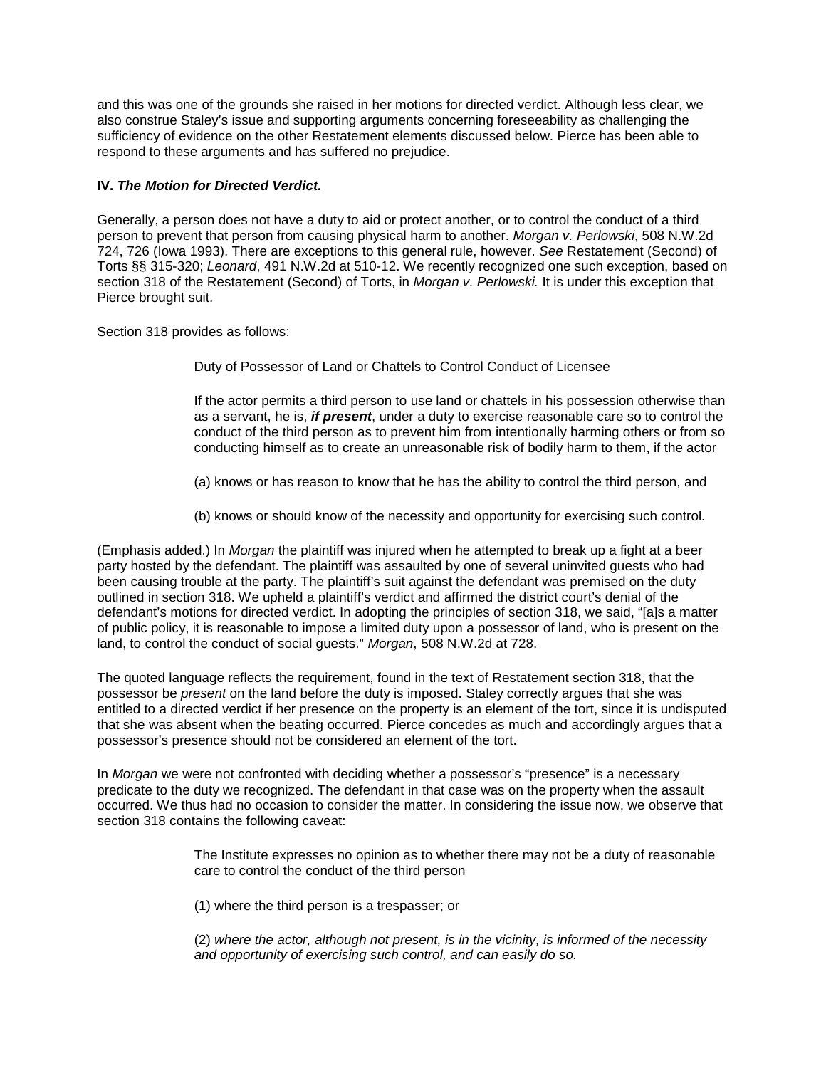and this was one of the grounds she raised in her motions for directed verdict. Although less clear, we also construe Staley's issue and supporting arguments concerning foreseeability as challenging the sufficiency of evidence on the other Restatement elements discussed below. Pierce has been able to respond to these arguments and has suffered no prejudice.

**IV.** ***The Motion for Directed Verdict.***

Generally, a person does not have a duty to aid or protect another, or to control the conduct of a third person to prevent that person from causing physical harm to another. *Morgan v. Perlowski*, 508 N.W.2d 724, 726 (Iowa 1993). There are exceptions to this general rule, however. *See* Restatement (Second) of Torts §§ 315-320; *Leonard*, 491 N.W.2d at 510-12. We recently recognized one such exception, based on section 318 of the Restatement (Second) of Torts, in *Morgan v. Perlowski.* It is under this exception that Pierce brought suit.

Section 318 provides as follows:

> Duty of Possessor of Land or Chattels to Control Conduct of Licensee
>
> If the actor permits a third person to use land or chattels in his possession otherwise than as a servant, he is, ***if present***, under a duty to exercise reasonable care so to control the conduct of the third person as to prevent him from intentionally harming others or from so conducting himself as to create an unreasonable risk of bodily harm to them, if the actor
>
> (a) knows or has reason to know that he has the ability to control the third person, and
>
> (b) knows or should know of the necessity and opportunity for exercising such control.

(Emphasis added.) In *Morgan* the plaintiff was injured when he attempted to break up a fight at a beer party hosted by the defendant. The plaintiff was assaulted by one of several uninvited guests who had been causing trouble at the party. The plaintiff's suit against the defendant was premised on the duty outlined in section 318. We upheld a plaintiff's verdict and affirmed the district court's denial of the defendant's motions for directed verdict. In adopting the principles of section 318, we said, "[a]s a matter of public policy, it is reasonable to impose a limited duty upon a possessor of land, who is present on the land, to control the conduct of social guests." *Morgan*, 508 N.W.2d at 728.

The quoted language reflects the requirement, found in the text of Restatement section 318, that the possessor be *present* on the land before the duty is imposed. Staley correctly argues that she was entitled to a directed verdict if her presence on the property is an element of the tort, since it is undisputed that she was absent when the beating occurred. Pierce concedes as much and accordingly argues that a possessor's presence should not be considered an element of the tort.

In *Morgan* we were not confronted with deciding whether a possessor's "presence" is a necessary predicate to the duty we recognized. The defendant in that case was on the property when the assault occurred. We thus had no occasion to consider the matter. In considering the issue now, we observe that section 318 contains the following caveat:

> The Institute expresses no opinion as to whether there may not be a duty of reasonable care to control the conduct of the third person
>
> (1) where the third person is a trespasser; or
>
> (2) *where the actor, although not present, is in the vicinity, is informed of the necessity and opportunity of exercising such control, and can easily do so.*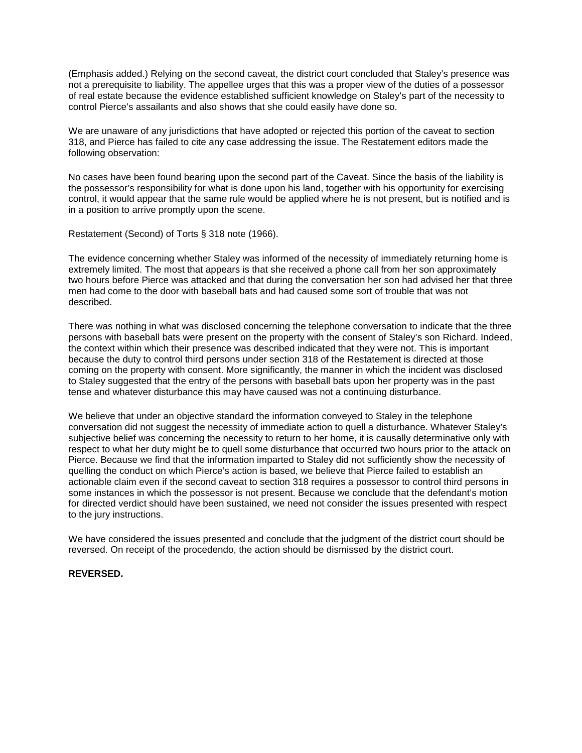(Emphasis added.) Relying on the second caveat, the district court concluded that Staley's presence was not a prerequisite to liability. The appellee urges that this was a proper view of the duties of a possessor of real estate because the evidence established sufficient knowledge on Staley's part of the necessity to control Pierce's assailants and also shows that she could easily have done so.

We are unaware of any jurisdictions that have adopted or rejected this portion of the caveat to section 318, and Pierce has failed to cite any case addressing the issue. The Restatement editors made the following observation:

No cases have been found bearing upon the second part of the Caveat. Since the basis of the liability is the possessor's responsibility for what is done upon his land, together with his opportunity for exercising control, it would appear that the same rule would be applied where he is not present, but is notified and is in a position to arrive promptly upon the scene.

Restatement (Second) of Torts § 318 note (1966).

The evidence concerning whether Staley was informed of the necessity of immediately returning home is extremely limited. The most that appears is that she received a phone call from her son approximately two hours before Pierce was attacked and that during the conversation her son had advised her that three men had come to the door with baseball bats and had caused some sort of trouble that was not described.

There was nothing in what was disclosed concerning the telephone conversation to indicate that the three persons with baseball bats were present on the property with the consent of Staley's son Richard. Indeed, the context within which their presence was described indicated that they were not. This is important because the duty to control third persons under section 318 of the Restatement is directed at those coming on the property with consent. More significantly, the manner in which the incident was disclosed to Staley suggested that the entry of the persons with baseball bats upon her property was in the past tense and whatever disturbance this may have caused was not a continuing disturbance.

We believe that under an objective standard the information conveyed to Staley in the telephone conversation did not suggest the necessity of immediate action to quell a disturbance. Whatever Staley's subjective belief was concerning the necessity to return to her home, it is causally determinative only with respect to what her duty might be to quell some disturbance that occurred two hours prior to the attack on Pierce. Because we find that the information imparted to Staley did not sufficiently show the necessity of quelling the conduct on which Pierce's action is based, we believe that Pierce failed to establish an actionable claim even if the second caveat to section 318 requires a possessor to control third persons in some instances in which the possessor is not present. Because we conclude that the defendant's motion for directed verdict should have been sustained, we need not consider the issues presented with respect to the jury instructions.

We have considered the issues presented and conclude that the judgment of the district court should be reversed. On receipt of the procedendo, the action should be dismissed by the district court.

**REVERSED.**